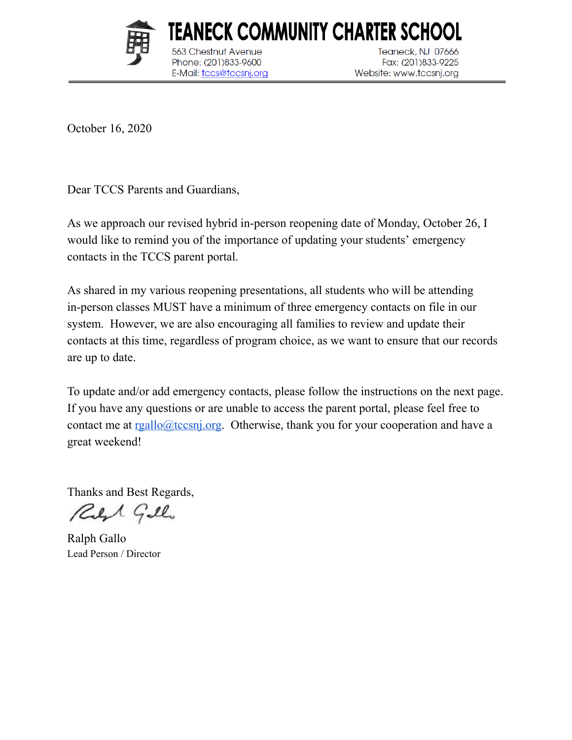# TEANECK COMMUNITY CHARTER SCHOOL

563 Chestnut Avenue
Teaneck, NJ 07666
Phone: (201)833-9600
Fax: (201)833-9225
E-Mail: tccs@tccsnj.org
Website: www.tccsnj.org

October 16, 2020

Dear TCCS Parents and Guardians,

As we approach our revised hybrid in-person reopening date of Monday, October 26, I would like to remind you of the importance of updating your students' emergency contacts in the TCCS parent portal.

As shared in my various reopening presentations, all students who will be attending in-person classes MUST have a minimum of three emergency contacts on file in our system. However, we are also encouraging all families to review and update their contacts at this time, regardless of program choice, as we want to ensure that our records are up to date.

To update and/or add emergency contacts, please follow the instructions on the next page. If you have any questions or are unable to access the parent portal, please feel free to contact me at rgallo@tccsnj.org. Otherwise, thank you for your cooperation and have a great weekend!

Thanks and Best Regards,

Ralph Gallo
Lead Person / Director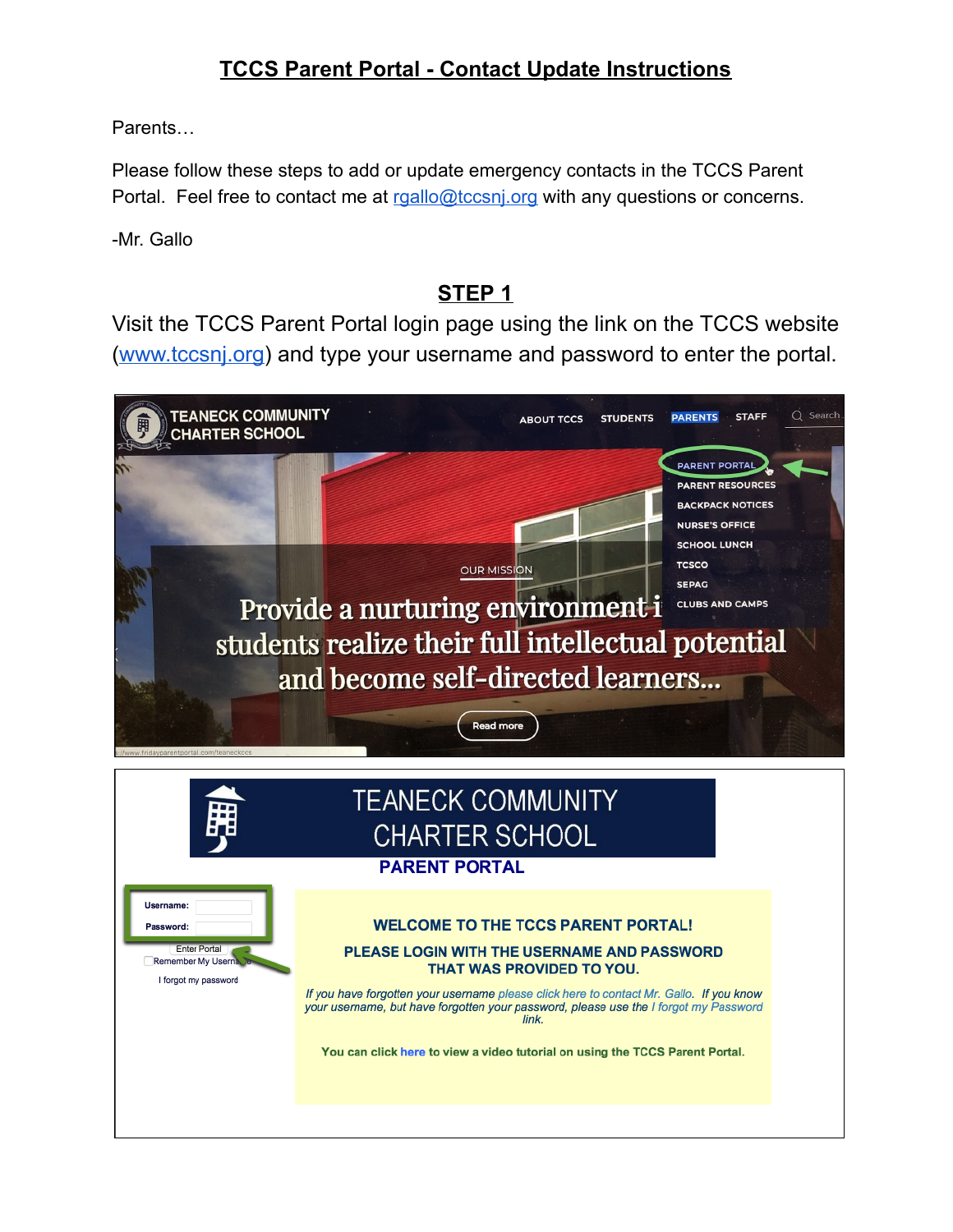# TCCS Parent Portal - Contact Update Instructions

Parents…

Please follow these steps to add or update emergency contacts in the TCCS Parent Portal. Feel free to contact me at rgallo@tccsnj.org with any questions or concerns.

-Mr. Gallo

## STEP 1

Visit the TCCS Parent Portal login page using the link on the TCCS website (www.tccsnj.org) and type your username and password to enter the portal.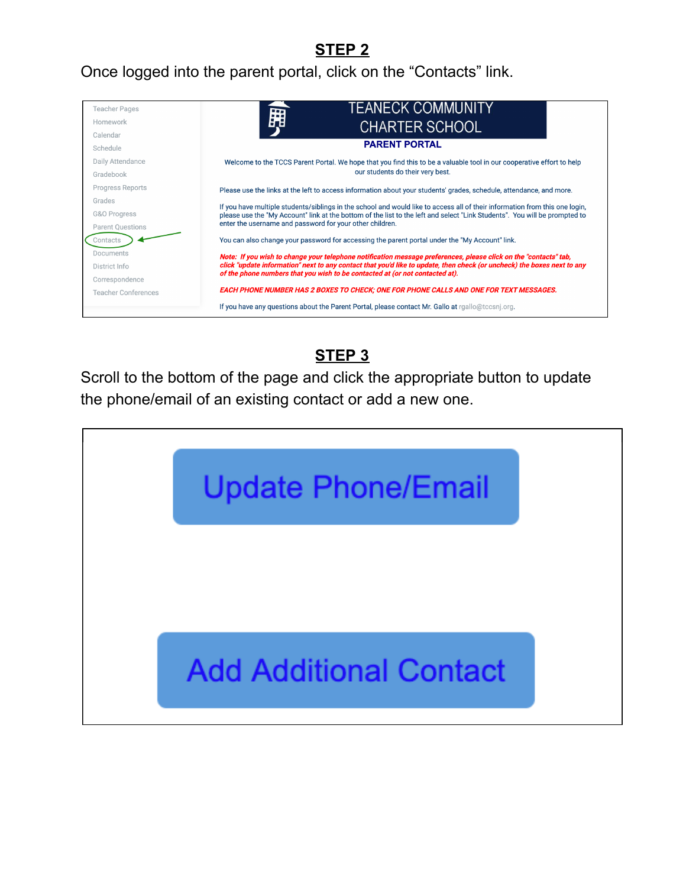## STEP 2

Once logged into the parent portal, click on the "Contacts" link.

Teacher Pages
Homework
Calendar
Schedule
Daily Attendance
Gradebook
Progress Reports
Grades
G&O Progress
Parent Questions
Contacts
Documents
District Info
Correspondence
Teacher Conferences

TEANECK COMMUNITY CHARTER SCHOOL

**PARENT PORTAL**

Welcome to the TCCS Parent Portal. We hope that you find this to be a valuable tool in our cooperative effort to help our students do their very best.

Please use the links at the left to access information about your students' grades, schedule, attendance, and more.

If you have multiple students/siblings in the school and would like to access all of their information from this one login, please use the "My Account" link at the bottom of the list to the left and select "Link Students". You will be prompted to enter the username and password for your other children.

You can also change your password for accessing the parent portal under the "My Account" link.

***Note: If you wish to change your telephone notification message preferences, please click on the "contacts" tab, click "update information" next to any contact that you'd like to update, then check (or uncheck) the boxes next to any of the phone numbers that you wish to be contacted at (or not contacted at).***

***EACH PHONE NUMBER HAS 2 BOXES TO CHECK; ONE FOR PHONE CALLS AND ONE FOR TEXT MESSAGES.***

If you have any questions about the Parent Portal, please contact Mr. Gallo at rgallo@tccsnj.org.

## STEP 3

Scroll to the bottom of the page and click the appropriate button to update the phone/email of an existing contact or add a new one.

Update Phone/Email

Add Additional Contact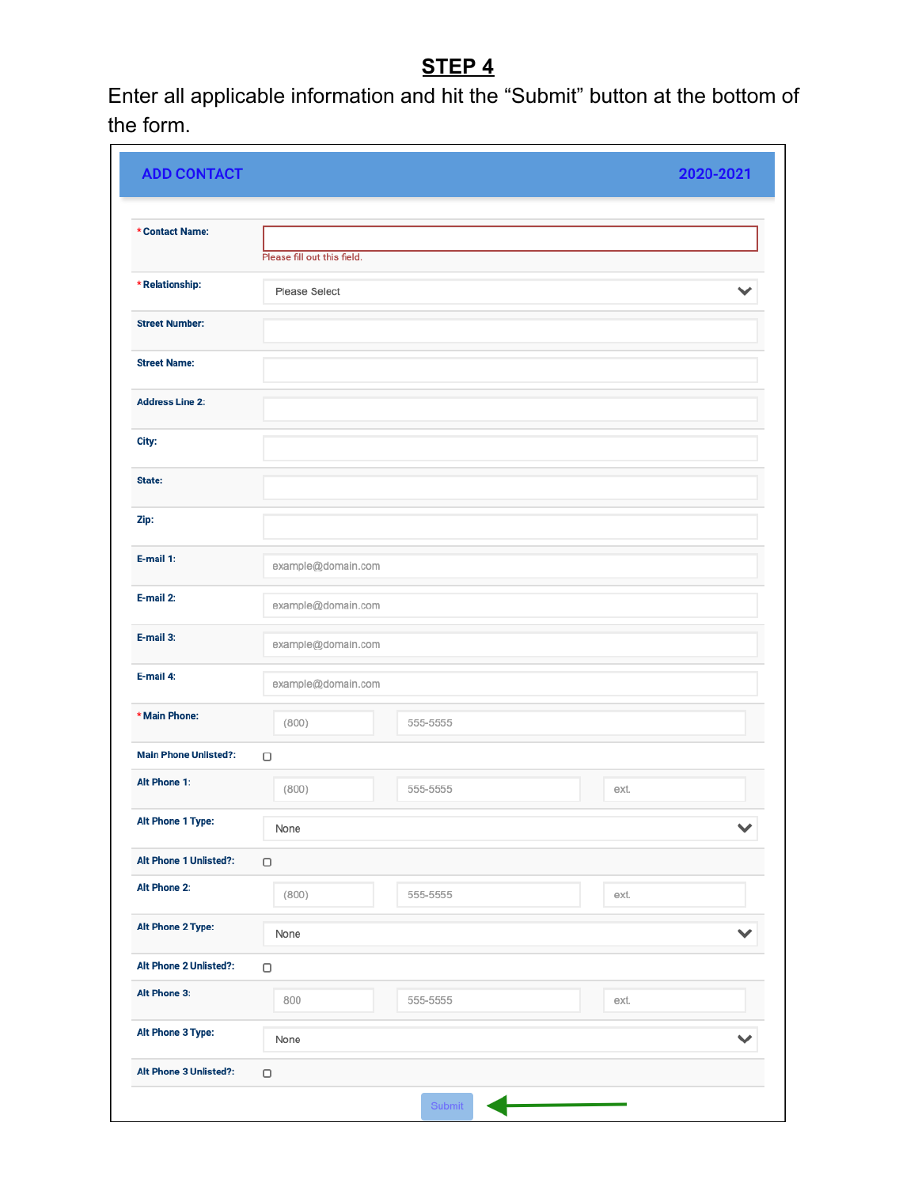## STEP 4

Enter all applicable information and hit the "Submit" button at the bottom of the form.

**ADD CONTACT** **2020-2021**

| Field | Value |
| --- | --- |
| * Contact Name: | Please fill out this field. |
| * Relationship: | Please Select |
| Street Number: | |
| Street Name: | |
| Address Line 2: | |
| City: | |
| State: | |
| Zip: | |
| E-mail 1: | example@domain.com |
| E-mail 2: | example@domain.com |
| E-mail 3: | example@domain.com |
| E-mail 4: | example@domain.com |
| * Main Phone: | (800) 555-5555 |
| Main Phone Unlisted?: | ☐ |
| Alt Phone 1: | (800) 555-5555 ext. |
| Alt Phone 1 Type: | None |
| Alt Phone 1 Unlisted?: | ☐ |
| Alt Phone 2: | (800) 555-5555 ext. |
| Alt Phone 2 Type: | None |
| Alt Phone 2 Unlisted?: | ☐ |
| Alt Phone 3: | 800 555-5555 ext. |
| Alt Phone 3 Type: | None |
| Alt Phone 3 Unlisted?: | ☐ |

Submit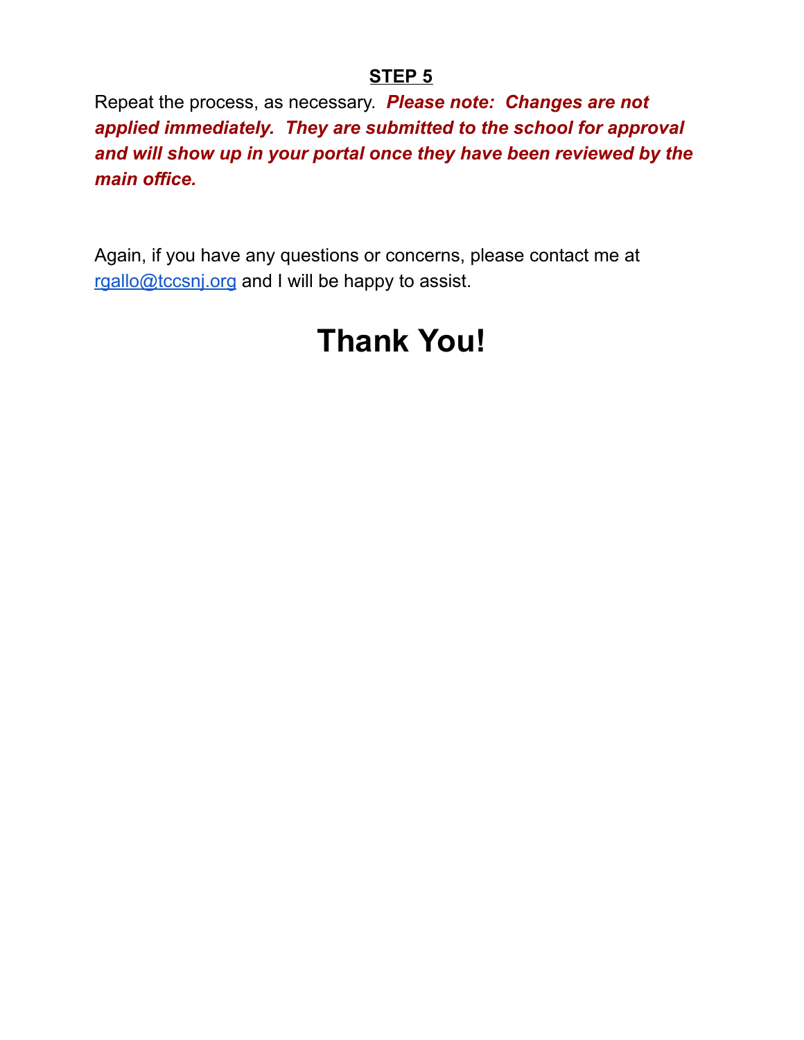**<u>STEP 5</u>**

Repeat the process, as necessary. ***Please note: Changes are not applied immediately. They are submitted to the school for approval and will show up in your portal once they have been reviewed by the main office.***

Again, if you have any questions or concerns, please contact me at [rgallo@tccsnj.org](mailto:rgallo@tccsnj.org) and I will be happy to assist.

# Thank You!